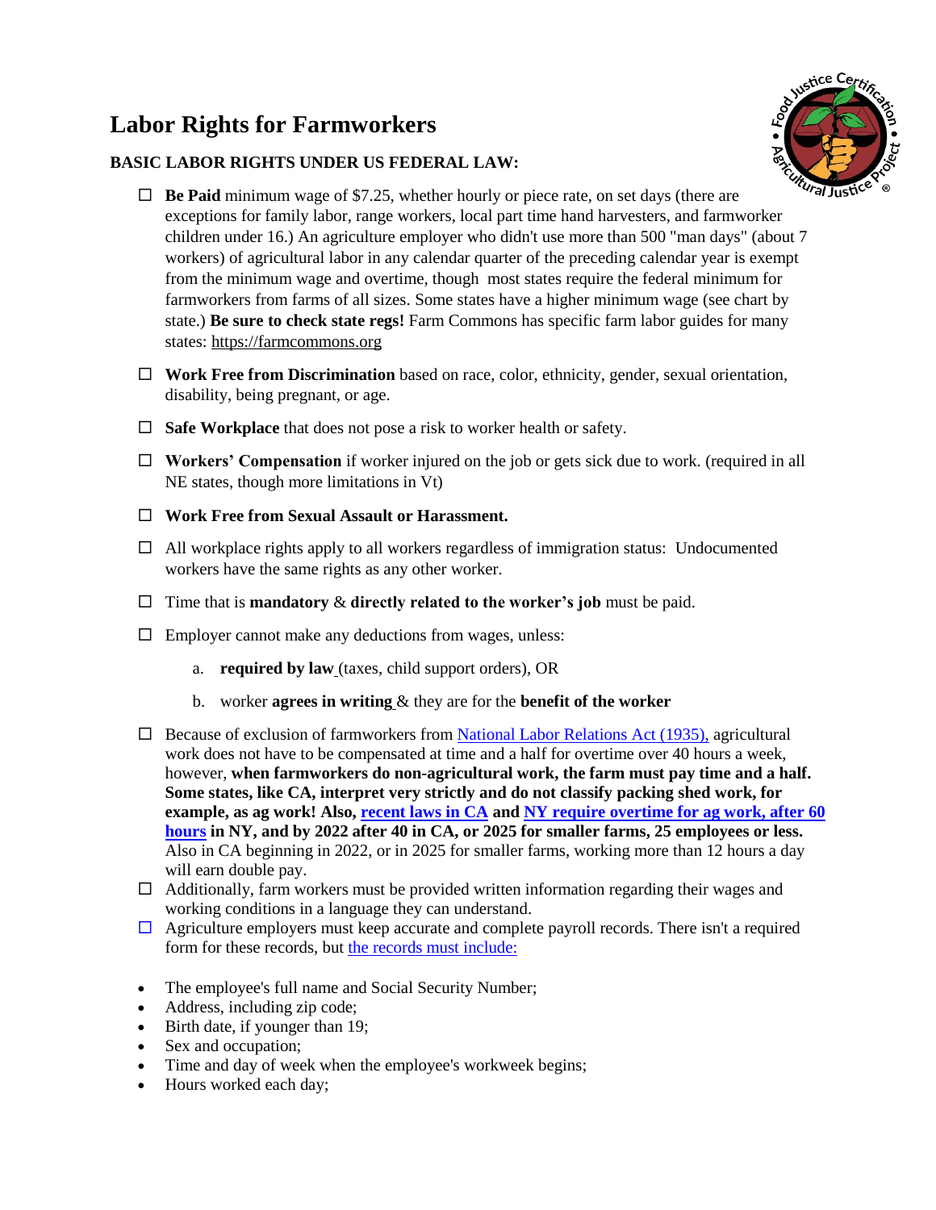# Labor Rights for Farmworkers

**BASIC LABOR RIGHTS UNDER US FEDERAL LAW:**

- ☐ **Be Paid** minimum wage of $7.25, whether hourly or piece rate, on set days (there are exceptions for family labor, range workers, local part time hand harvesters, and farmworker children under 16.) An agriculture employer who didn't use more than 500 "man days" (about 7 workers) of agricultural labor in any calendar quarter of the preceding calendar year is exempt from the minimum wage and overtime, though most states require the federal minimum for farmworkers from farms of all sizes. Some states have a higher minimum wage (see chart by state.) **Be sure to check state regs!** Farm Commons has specific farm labor guides for many states: https://farmcommons.org
- ☐ **Work Free from Discrimination** based on race, color, ethnicity, gender, sexual orientation, disability, being pregnant, or age.
- ☐ **Safe Workplace** that does not pose a risk to worker health or safety.
- ☐ **Workers' Compensation** if worker injured on the job or gets sick due to work. (required in all NE states, though more limitations in Vt)
- ☐ **Work Free from Sexual Assault or Harassment.**
- ☐ All workplace rights apply to all workers regardless of immigration status: Undocumented workers have the same rights as any other worker.
- ☐ Time that is **mandatory** & **directly related to the worker's job** must be paid.
- ☐ Employer cannot make any deductions from wages, unless:
  a. **required by law** (taxes, child support orders), OR
  b. worker **agrees in writing** & they are for the **benefit of the worker**
- ☐ Because of exclusion of farmworkers from National Labor Relations Act (1935), agricultural work does not have to be compensated at time and a half for overtime over 40 hours a week, however, **when farmworkers do non-agricultural work, the farm must pay time and a half. Some states, like CA, interpret very strictly and do not classify packing shed work, for example, as ag work! Also, recent laws in CA and NY require overtime for ag work, after 60 hours in NY, and by 2022 after 40 in CA, or 2025 for smaller farms, 25 employees or less.** Also in CA beginning in 2022, or in 2025 for smaller farms, working more than 12 hours a day will earn double pay.
- ☐ Additionally, farm workers must be provided written information regarding their wages and working conditions in a language they can understand.
- ☐ Agriculture employers must keep accurate and complete payroll records. There isn't a required form for these records, but the records must include:

- The employee's full name and Social Security Number;
- Address, including zip code;
- Birth date, if younger than 19;
- Sex and occupation;
- Time and day of week when the employee's workweek begins;
- Hours worked each day;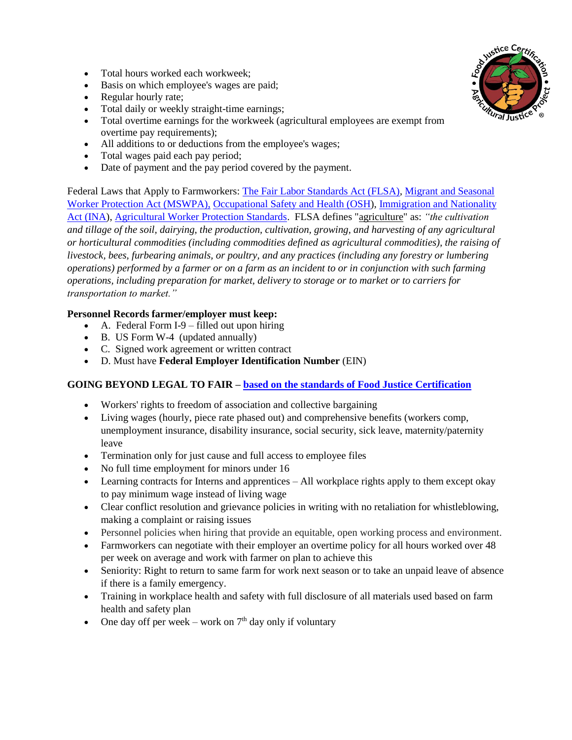- Total hours worked each workweek;
- Basis on which employee's wages are paid;
- Regular hourly rate;
- Total daily or weekly straight-time earnings;
- Total overtime earnings for the workweek (agricultural employees are exempt from overtime pay requirements);
- All additions to or deductions from the employee's wages;
- Total wages paid each pay period;
- Date of payment and the pay period covered by the payment.

Federal Laws that Apply to Farmworkers: The Fair Labor Standards Act (FLSA), Migrant and Seasonal Worker Protection Act (MSWPA), Occupational Safety and Health (OSH), Immigration and Nationality Act (INA), Agricultural Worker Protection Standards. FLSA defines "agriculture" as: *"the cultivation and tillage of the soil, dairying, the production, cultivation, growing, and harvesting of any agricultural or horticultural commodities (including commodities defined as agricultural commodities), the raising of livestock, bees, furbearing animals, or poultry, and any practices (including any forestry or lumbering operations) performed by a farmer or on a farm as an incident to or in conjunction with such farming operations, including preparation for market, delivery to storage or to market or to carriers for transportation to market."*

**Personnel Records farmer/employer must keep:**

- A. Federal Form I-9 – filled out upon hiring
- B. US Form W-4 (updated annually)
- C. Signed work agreement or written contract
- D. Must have **Federal Employer Identification Number** (EIN)

**GOING BEYOND LEGAL TO FAIR – based on the standards of Food Justice Certification**

- Workers' rights to freedom of association and collective bargaining
- Living wages (hourly, piece rate phased out) and comprehensive benefits (workers comp, unemployment insurance, disability insurance, social security, sick leave, maternity/paternity leave
- Termination only for just cause and full access to employee files
- No full time employment for minors under 16
- Learning contracts for Interns and apprentices – All workplace rights apply to them except okay to pay minimum wage instead of living wage
- Clear conflict resolution and grievance policies in writing with no retaliation for whistleblowing, making a complaint or raising issues
- Personnel policies when hiring that provide an equitable, open working process and environment.
- Farmworkers can negotiate with their employer an overtime policy for all hours worked over 48 per week on average and work with farmer on plan to achieve this
- Seniority: Right to return to same farm for work next season or to take an unpaid leave of absence if there is a family emergency.
- Training in workplace health and safety with full disclosure of all materials used based on farm health and safety plan
- One day off per week – work on 7th day only if voluntary